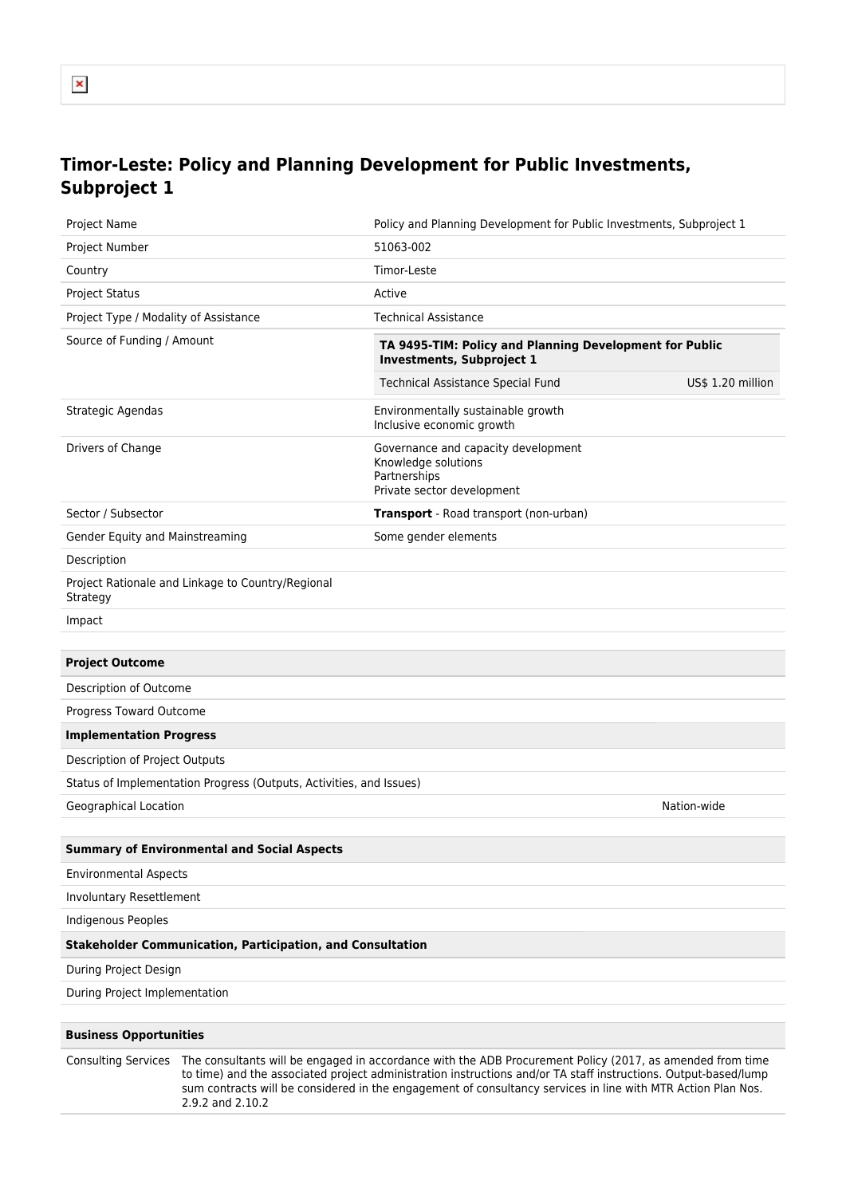# Timor-Leste: Policy and Planning Development for Public Investments, Subproject 1

| | |
|---|---|
| Project Name | Policy and Planning Development for Public Investments, Subproject 1 |
| Project Number | 51063-002 |
| Country | Timor-Leste |
| Project Status | Active |
| Project Type / Modality of Assistance | Technical Assistance |
| Source of Funding / Amount | **TA 9495-TIM: Policy and Planning Development for Public Investments, Subproject 1**<br>Technical Assistance Special Fund — US$ 1.20 million |
| Strategic Agendas | Environmentally sustainable growth<br>Inclusive economic growth |
| Drivers of Change | Governance and capacity development<br>Knowledge solutions<br>Partnerships<br>Private sector development |
| Sector / Subsector | **Transport** - Road transport (non-urban) |
| Gender Equity and Mainstreaming | Some gender elements |
| Description | |
| Project Rationale and Linkage to Country/Regional Strategy | |
| Impact | |

| **Project Outcome** | |
|---|---|
| Description of Outcome | |
| Progress Toward Outcome | |
| **Implementation Progress** | |
| Description of Project Outputs | |
| Status of Implementation Progress (Outputs, Activities, and Issues) | |
| Geographical Location | Nation-wide |

| **Summary of Environmental and Social Aspects** |
|---|
| Environmental Aspects |
| Involuntary Resettlement |
| Indigenous Peoples |
| **Stakeholder Communication, Participation, and Consultation** |
| During Project Design |
| During Project Implementation |

| **Business Opportunities** | |
|---|---|
| Consulting Services | The consultants will be engaged in accordance with the ADB Procurement Policy (2017, as amended from time to time) and the associated project administration instructions and/or TA staff instructions. Output-based/lump sum contracts will be considered in the engagement of consultancy services in line with MTR Action Plan Nos. 2.9.2 and 2.10.2 |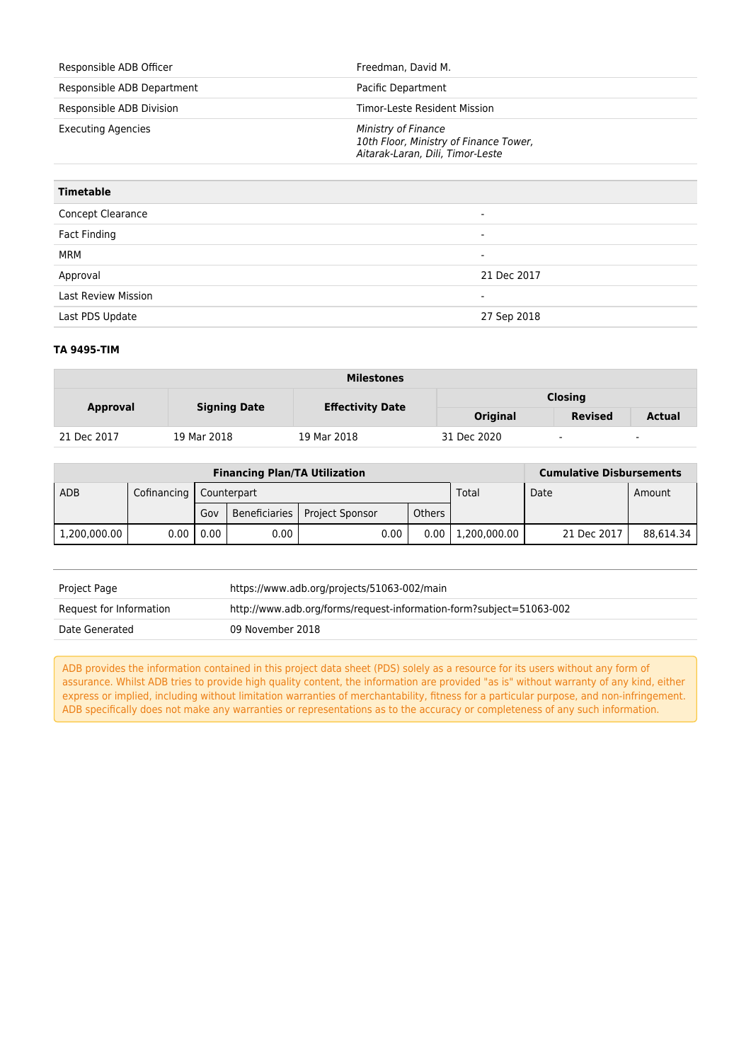| | |
|---|---|
| Responsible ADB Officer | Freedman, David M. |
| Responsible ADB Department | Pacific Department |
| Responsible ADB Division | Timor-Leste Resident Mission |
| Executing Agencies | *Ministry of Finance*<br>*10th Floor, Ministry of Finance Tower,*<br>*Aitarak-Laran, Dili, Timor-Leste* |

| Timetable | |
|---|---|
| Concept Clearance | - |
| Fact Finding | - |
| MRM | - |
| Approval | 21 Dec 2017 |
| Last Review Mission | - |
| Last PDS Update | 27 Sep 2018 |

**TA 9495-TIM**

| Milestones | | | | | |
|---|---|---|---|---|---|
| Approval | Signing Date | Effectivity Date | Closing | | |
| | | | Original | Revised | Actual |
| 21 Dec 2017 | 19 Mar 2018 | 19 Mar 2018 | 31 Dec 2020 | - | - |

| Financing Plan/TA Utilization | | | | | | | Cumulative Disbursements | |
|---|---|---|---|---|---|---|---|---|
| ADB | Cofinancing | Counterpart | | | | Total | Date | Amount |
| | | Gov | Beneficiaries | Project Sponsor | Others | | | |
| 1,200,000.00 | 0.00 | 0.00 | 0.00 | 0.00 | 0.00 | 1,200,000.00 | 21 Dec 2017 | 88,614.34 |

| | |
|---|---|
| Project Page | https://www.adb.org/projects/51063-002/main |
| Request for Information | http://www.adb.org/forms/request-information-form?subject=51063-002 |
| Date Generated | 09 November 2018 |

ADB provides the information contained in this project data sheet (PDS) solely as a resource for its users without any form of assurance. Whilst ADB tries to provide high quality content, the information are provided "as is" without warranty of any kind, either express or implied, including without limitation warranties of merchantability, fitness for a particular purpose, and non-infringement. ADB specifically does not make any warranties or representations as to the accuracy or completeness of any such information.